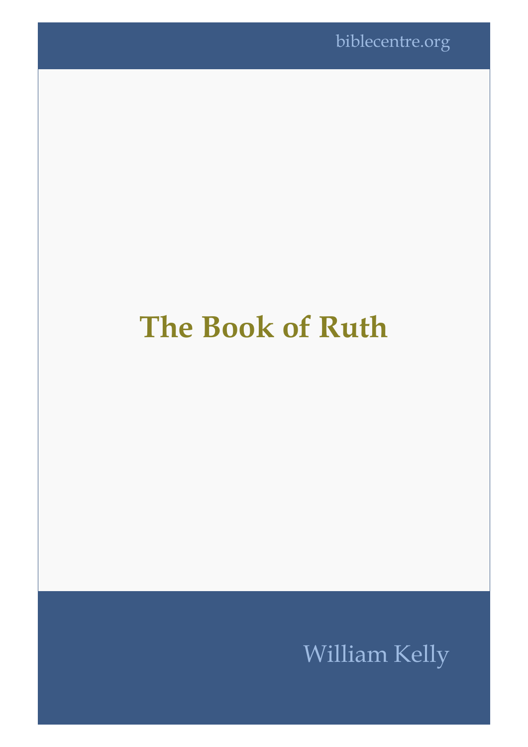biblecentre.org

# The Book of Ruth

William Kelly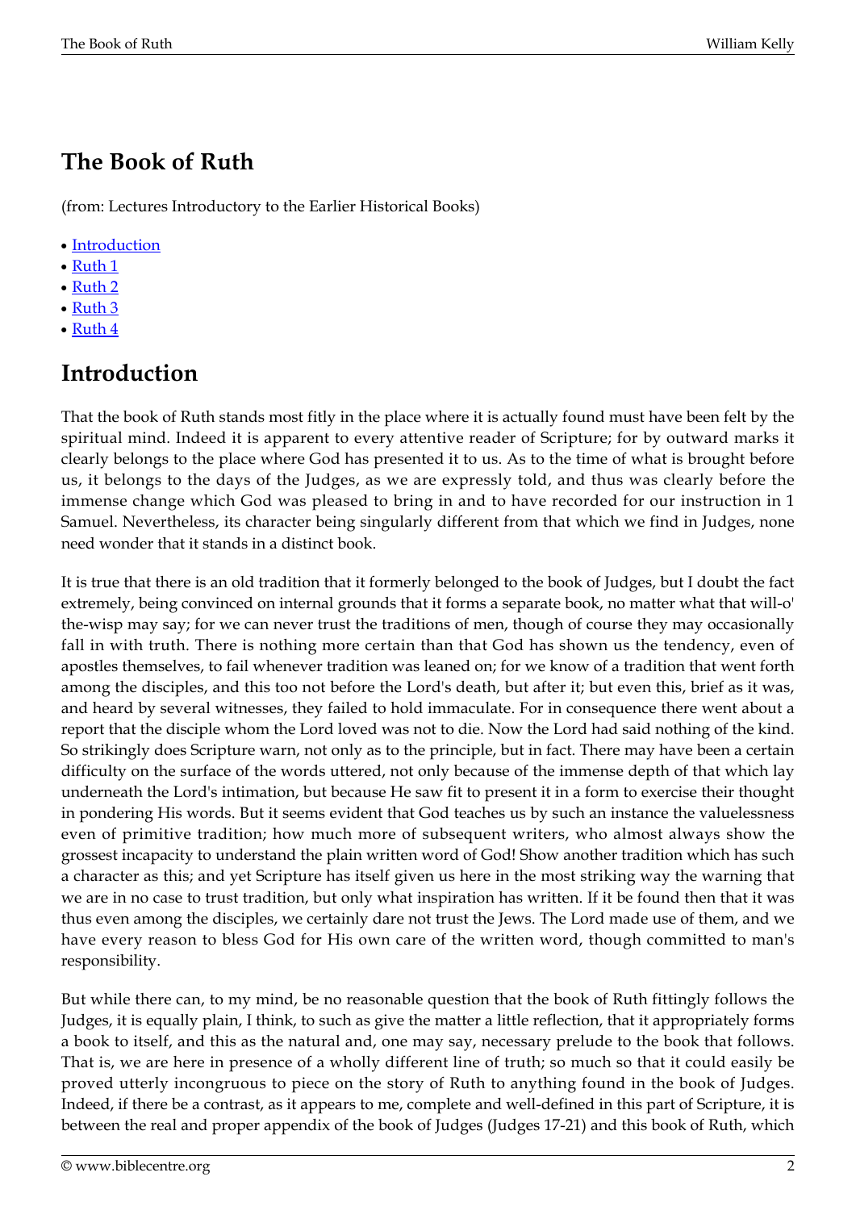# The Book of Ruth

(from: Lectures Introductory to the Earlier Historical Books)

- Introduction
- Ruth 1
- Ruth 2
- Ruth 3
- Ruth 4

## Introduction

That the book of Ruth stands most fitly in the place where it is actually found must have been felt by the spiritual mind. Indeed it is apparent to every attentive reader of Scripture; for by outward marks it clearly belongs to the place where God has presented it to us. As to the time of what is brought before us, it belongs to the days of the Judges, as we are expressly told, and thus was clearly before the immense change which God was pleased to bring in and to have recorded for our instruction in 1 Samuel. Nevertheless, its character being singularly different from that which we find in Judges, none need wonder that it stands in a distinct book.

It is true that there is an old tradition that it formerly belonged to the book of Judges, but I doubt the fact extremely, being convinced on internal grounds that it forms a separate book, no matter what that will-o' the-wisp may say; for we can never trust the traditions of men, though of course they may occasionally fall in with truth. There is nothing more certain than that God has shown us the tendency, even of apostles themselves, to fail whenever tradition was leaned on; for we know of a tradition that went forth among the disciples, and this too not before the Lord's death, but after it; but even this, brief as it was, and heard by several witnesses, they failed to hold immaculate. For in consequence there went about a report that the disciple whom the Lord loved was not to die. Now the Lord had said nothing of the kind. So strikingly does Scripture warn, not only as to the principle, but in fact. There may have been a certain difficulty on the surface of the words uttered, not only because of the immense depth of that which lay underneath the Lord's intimation, but because He saw fit to present it in a form to exercise their thought in pondering His words. But it seems evident that God teaches us by such an instance the valuelessness even of primitive tradition; how much more of subsequent writers, who almost always show the grossest incapacity to understand the plain written word of God! Show another tradition which has such a character as this; and yet Scripture has itself given us here in the most striking way the warning that we are in no case to trust tradition, but only what inspiration has written. If it be found then that it was thus even among the disciples, we certainly dare not trust the Jews. The Lord made use of them, and we have every reason to bless God for His own care of the written word, though committed to man's responsibility.

But while there can, to my mind, be no reasonable question that the book of Ruth fittingly follows the Judges, it is equally plain, I think, to such as give the matter a little reflection, that it appropriately forms a book to itself, and this as the natural and, one may say, necessary prelude to the book that follows. That is, we are here in presence of a wholly different line of truth; so much so that it could easily be proved utterly incongruous to piece on the story of Ruth to anything found in the book of Judges. Indeed, if there be a contrast, as it appears to me, complete and well-defined in this part of Scripture, it is between the real and proper appendix of the book of Judges (Judges 17-21) and this book of Ruth, which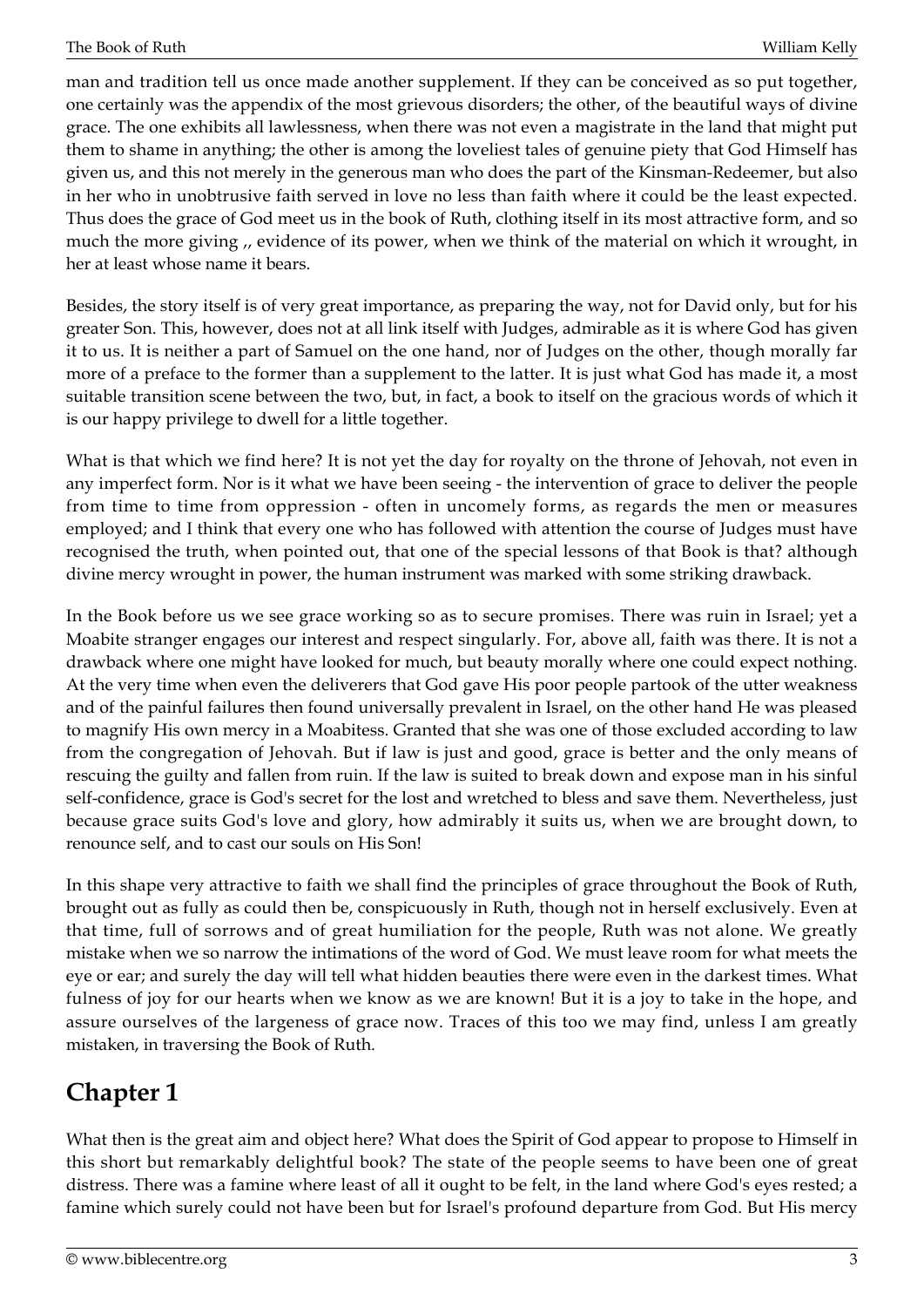man and tradition tell us once made another supplement. If they can be conceived as so put together, one certainly was the appendix of the most grievous disorders; the other, of the beautiful ways of divine grace. The one exhibits all lawlessness, when there was not even a magistrate in the land that might put them to shame in anything; the other is among the loveliest tales of genuine piety that God Himself has given us, and this not merely in the generous man who does the part of the Kinsman-Redeemer, but also in her who in unobtrusive faith served in love no less than faith where it could be the least expected. Thus does the grace of God meet us in the book of Ruth, clothing itself in its most attractive form, and so much the more giving ,, evidence of its power, when we think of the material on which it wrought, in her at least whose name it bears.

Besides, the story itself is of very great importance, as preparing the way, not for David only, but for his greater Son. This, however, does not at all link itself with Judges, admirable as it is where God has given it to us. It is neither a part of Samuel on the one hand, nor of Judges on the other, though morally far more of a preface to the former than a supplement to the latter. It is just what God has made it, a most suitable transition scene between the two, but, in fact, a book to itself on the gracious words of which it is our happy privilege to dwell for a little together.

What is that which we find here? It is not yet the day for royalty on the throne of Jehovah, not even in any imperfect form. Nor is it what we have been seeing - the intervention of grace to deliver the people from time to time from oppression - often in uncomely forms, as regards the men or measures employed; and I think that every one who has followed with attention the course of Judges must have recognised the truth, when pointed out, that one of the special lessons of that Book is that? although divine mercy wrought in power, the human instrument was marked with some striking drawback.

In the Book before us we see grace working so as to secure promises. There was ruin in Israel; yet a Moabite stranger engages our interest and respect singularly. For, above all, faith was there. It is not a drawback where one might have looked for much, but beauty morally where one could expect nothing. At the very time when even the deliverers that God gave His poor people partook of the utter weakness and of the painful failures then found universally prevalent in Israel, on the other hand He was pleased to magnify His own mercy in a Moabitess. Granted that she was one of those excluded according to law from the congregation of Jehovah. But if law is just and good, grace is better and the only means of rescuing the guilty and fallen from ruin. If the law is suited to break down and expose man in his sinful self-confidence, grace is God's secret for the lost and wretched to bless and save them. Nevertheless, just because grace suits God's love and glory, how admirably it suits us, when we are brought down, to renounce self, and to cast our souls on His Son!

In this shape very attractive to faith we shall find the principles of grace throughout the Book of Ruth, brought out as fully as could then be, conspicuously in Ruth, though not in herself exclusively. Even at that time, full of sorrows and of great humiliation for the people, Ruth was not alone. We greatly mistake when we so narrow the intimations of the word of God. We must leave room for what meets the eye or ear; and surely the day will tell what hidden beauties there were even in the darkest times. What fulness of joy for our hearts when we know as we are known! But it is a joy to take in the hope, and assure ourselves of the largeness of grace now. Traces of this too we may find, unless I am greatly mistaken, in traversing the Book of Ruth.

## Chapter 1

What then is the great aim and object here? What does the Spirit of God appear to propose to Himself in this short but remarkably delightful book? The state of the people seems to have been one of great distress. There was a famine where least of all it ought to be felt, in the land where God's eyes rested; a famine which surely could not have been but for Israel's profound departure from God. But His mercy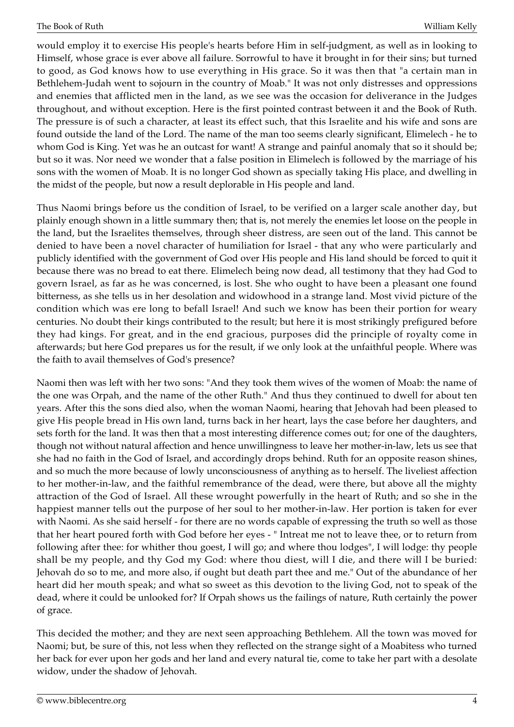would employ it to exercise His people's hearts before Him in self-judgment, as well as in looking to Himself, whose grace is ever above all failure. Sorrowful to have it brought in for their sins; but turned to good, as God knows how to use everything in His grace. So it was then that "a certain man in Bethlehem-Judah went to sojourn in the country of Moab." It was not only distresses and oppressions and enemies that afflicted men in the land, as we see was the occasion for deliverance in the Judges throughout, and without exception. Here is the first pointed contrast between it and the Book of Ruth. The pressure is of such a character, at least its effect such, that this Israelite and his wife and sons are found outside the land of the Lord. The name of the man too seems clearly significant, Elimelech - he to whom God is King. Yet was he an outcast for want! A strange and painful anomaly that so it should be; but so it was. Nor need we wonder that a false position in Elimelech is followed by the marriage of his sons with the women of Moab. It is no longer God shown as specially taking His place, and dwelling in the midst of the people, but now a result deplorable in His people and land.

Thus Naomi brings before us the condition of Israel, to be verified on a larger scale another day, but plainly enough shown in a little summary then; that is, not merely the enemies let loose on the people in the land, but the Israelites themselves, through sheer distress, are seen out of the land. This cannot be denied to have been a novel character of humiliation for Israel - that any who were particularly and publicly identified with the government of God over His people and His land should be forced to quit it because there was no bread to eat there. Elimelech being now dead, all testimony that they had God to govern Israel, as far as he was concerned, is lost. She who ought to have been a pleasant one found bitterness, as she tells us in her desolation and widowhood in a strange land. Most vivid picture of the condition which was ere long to befall Israel! And such we know has been their portion for weary centuries. No doubt their kings contributed to the result; but here it is most strikingly prefigured before they had kings. For great, and in the end gracious, purposes did the principle of royalty come in afterwards; but here God prepares us for the result, if we only look at the unfaithful people. Where was the faith to avail themselves of God's presence?

Naomi then was left with her two sons: "And they took them wives of the women of Moab: the name of the one was Orpah, and the name of the other Ruth." And thus they continued to dwell for about ten years. After this the sons died also, when the woman Naomi, hearing that Jehovah had been pleased to give His people bread in His own land, turns back in her heart, lays the case before her daughters, and sets forth for the land. It was then that a most interesting difference comes out; for one of the daughters, though not without natural affection and hence unwillingness to leave her mother-in-law, lets us see that she had no faith in the God of Israel, and accordingly drops behind. Ruth for an opposite reason shines, and so much the more because of lowly unconsciousness of anything as to herself. The liveliest affection to her mother-in-law, and the faithful remembrance of the dead, were there, but above all the mighty attraction of the God of Israel. All these wrought powerfully in the heart of Ruth; and so she in the happiest manner tells out the purpose of her soul to her mother-in-law. Her portion is taken for ever with Naomi. As she said herself - for there are no words capable of expressing the truth so well as those that her heart poured forth with God before her eyes - " Intreat me not to leave thee, or to return from following after thee: for whither thou goest, I will go; and where thou lodges", I will lodge: thy people shall be my people, and thy God my God: where thou diest, will I die, and there will I be buried: Jehovah do so to me, and more also, if ought but death part thee and me." Out of the abundance of her heart did her mouth speak; and what so sweet as this devotion to the living God, not to speak of the dead, where it could be unlooked for? If Orpah shows us the failings of nature, Ruth certainly the power of grace.

This decided the mother; and they are next seen approaching Bethlehem. All the town was moved for Naomi; but, be sure of this, not less when they reflected on the strange sight of a Moabitess who turned her back for ever upon her gods and her land and every natural tie, come to take her part with a desolate widow, under the shadow of Jehovah.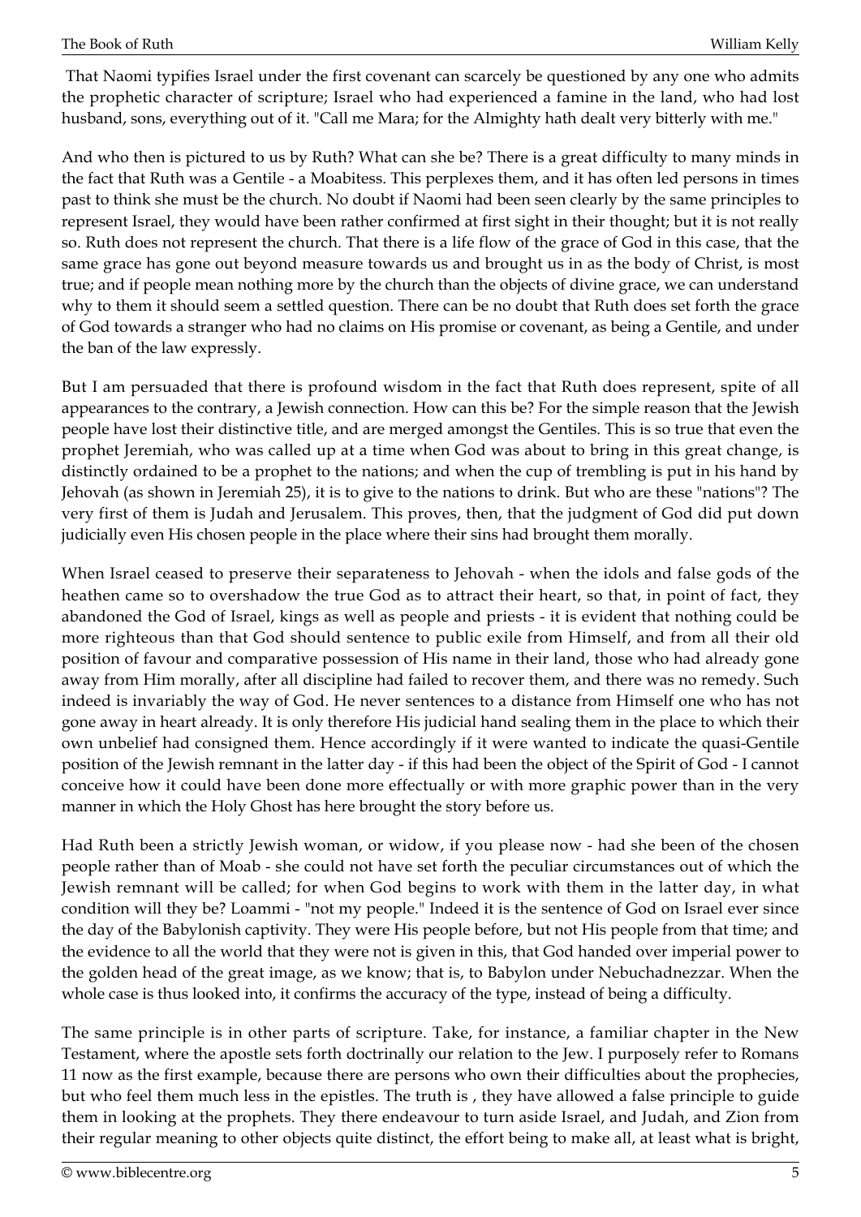That Naomi typifies Israel under the first covenant can scarcely be questioned by any one who admits the prophetic character of scripture; Israel who had experienced a famine in the land, who had lost husband, sons, everything out of it. "Call me Mara; for the Almighty hath dealt very bitterly with me."

And who then is pictured to us by Ruth? What can she be? There is a great difficulty to many minds in the fact that Ruth was a Gentile - a Moabitess. This perplexes them, and it has often led persons in times past to think she must be the church. No doubt if Naomi had been seen clearly by the same principles to represent Israel, they would have been rather confirmed at first sight in their thought; but it is not really so. Ruth does not represent the church. That there is a life flow of the grace of God in this case, that the same grace has gone out beyond measure towards us and brought us in as the body of Christ, is most true; and if people mean nothing more by the church than the objects of divine grace, we can understand why to them it should seem a settled question. There can be no doubt that Ruth does set forth the grace of God towards a stranger who had no claims on His promise or covenant, as being a Gentile, and under the ban of the law expressly.

But I am persuaded that there is profound wisdom in the fact that Ruth does represent, spite of all appearances to the contrary, a Jewish connection. How can this be? For the simple reason that the Jewish people have lost their distinctive title, and are merged amongst the Gentiles. This is so true that even the prophet Jeremiah, who was called up at a time when God was about to bring in this great change, is distinctly ordained to be a prophet to the nations; and when the cup of trembling is put in his hand by Jehovah (as shown in Jeremiah 25), it is to give to the nations to drink. But who are these "nations"? The very first of them is Judah and Jerusalem. This proves, then, that the judgment of God did put down judicially even His chosen people in the place where their sins had brought them morally.

When Israel ceased to preserve their separateness to Jehovah - when the idols and false gods of the heathen came so to overshadow the true God as to attract their heart, so that, in point of fact, they abandoned the God of Israel, kings as well as people and priests - it is evident that nothing could be more righteous than that God should sentence to public exile from Himself, and from all their old position of favour and comparative possession of His name in their land, those who had already gone away from Him morally, after all discipline had failed to recover them, and there was no remedy. Such indeed is invariably the way of God. He never sentences to a distance from Himself one who has not gone away in heart already. It is only therefore His judicial hand sealing them in the place to which their own unbelief had consigned them. Hence accordingly if it were wanted to indicate the quasi-Gentile position of the Jewish remnant in the latter day - if this had been the object of the Spirit of God - I cannot conceive how it could have been done more effectually or with more graphic power than in the very manner in which the Holy Ghost has here brought the story before us.

Had Ruth been a strictly Jewish woman, or widow, if you please now - had she been of the chosen people rather than of Moab - she could not have set forth the peculiar circumstances out of which the Jewish remnant will be called; for when God begins to work with them in the latter day, in what condition will they be? Loammi - "not my people." Indeed it is the sentence of God on Israel ever since the day of the Babylonish captivity. They were His people before, but not His people from that time; and the evidence to all the world that they were not is given in this, that God handed over imperial power to the golden head of the great image, as we know; that is, to Babylon under Nebuchadnezzar. When the whole case is thus looked into, it confirms the accuracy of the type, instead of being a difficulty.

The same principle is in other parts of scripture. Take, for instance, a familiar chapter in the New Testament, where the apostle sets forth doctrinally our relation to the Jew. I purposely refer to Romans 11 now as the first example, because there are persons who own their difficulties about the prophecies, but who feel them much less in the epistles. The truth is , they have allowed a false principle to guide them in looking at the prophets. They there endeavour to turn aside Israel, and Judah, and Zion from their regular meaning to other objects quite distinct, the effort being to make all, at least what is bright,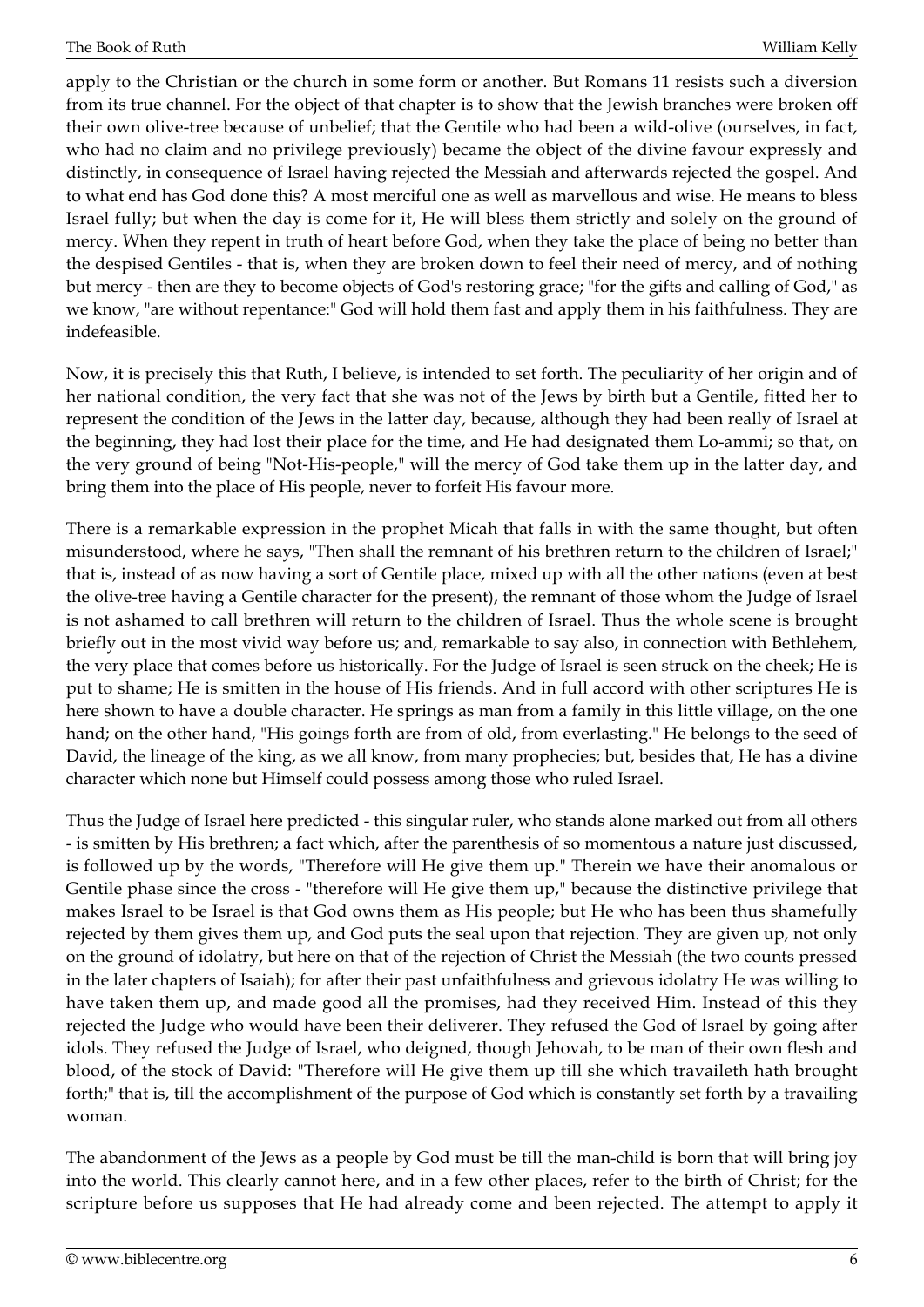apply to the Christian or the church in some form or another. But Romans 11 resists such a diversion from its true channel. For the object of that chapter is to show that the Jewish branches were broken off their own olive-tree because of unbelief; that the Gentile who had been a wild-olive (ourselves, in fact, who had no claim and no privilege previously) became the object of the divine favour expressly and distinctly, in consequence of Israel having rejected the Messiah and afterwards rejected the gospel. And to what end has God done this? A most merciful one as well as marvellous and wise. He means to bless Israel fully; but when the day is come for it, He will bless them strictly and solely on the ground of mercy. When they repent in truth of heart before God, when they take the place of being no better than the despised Gentiles - that is, when they are broken down to feel their need of mercy, and of nothing but mercy - then are they to become objects of God's restoring grace; "for the gifts and calling of God," as we know, "are without repentance:" God will hold them fast and apply them in his faithfulness. They are indefeasible.

Now, it is precisely this that Ruth, I believe, is intended to set forth. The peculiarity of her origin and of her national condition, the very fact that she was not of the Jews by birth but a Gentile, fitted her to represent the condition of the Jews in the latter day, because, although they had been really of Israel at the beginning, they had lost their place for the time, and He had designated them Lo-ammi; so that, on the very ground of being "Not-His-people," will the mercy of God take them up in the latter day, and bring them into the place of His people, never to forfeit His favour more.

There is a remarkable expression in the prophet Micah that falls in with the same thought, but often misunderstood, where he says, "Then shall the remnant of his brethren return to the children of Israel;" that is, instead of as now having a sort of Gentile place, mixed up with all the other nations (even at best the olive-tree having a Gentile character for the present), the remnant of those whom the Judge of Israel is not ashamed to call brethren will return to the children of Israel. Thus the whole scene is brought briefly out in the most vivid way before us; and, remarkable to say also, in connection with Bethlehem, the very place that comes before us historically. For the Judge of Israel is seen struck on the cheek; He is put to shame; He is smitten in the house of His friends. And in full accord with other scriptures He is here shown to have a double character. He springs as man from a family in this little village, on the one hand; on the other hand, "His goings forth are from of old, from everlasting." He belongs to the seed of David, the lineage of the king, as we all know, from many prophecies; but, besides that, He has a divine character which none but Himself could possess among those who ruled Israel.

Thus the Judge of Israel here predicted - this singular ruler, who stands alone marked out from all others - is smitten by His brethren; a fact which, after the parenthesis of so momentous a nature just discussed, is followed up by the words, "Therefore will He give them up." Therein we have their anomalous or Gentile phase since the cross - "therefore will He give them up," because the distinctive privilege that makes Israel to be Israel is that God owns them as His people; but He who has been thus shamefully rejected by them gives them up, and God puts the seal upon that rejection. They are given up, not only on the ground of idolatry, but here on that of the rejection of Christ the Messiah (the two counts pressed in the later chapters of Isaiah); for after their past unfaithfulness and grievous idolatry He was willing to have taken them up, and made good all the promises, had they received Him. Instead of this they rejected the Judge who would have been their deliverer. They refused the God of Israel by going after idols. They refused the Judge of Israel, who deigned, though Jehovah, to be man of their own flesh and blood, of the stock of David: "Therefore will He give them up till she which travaileth hath brought forth;" that is, till the accomplishment of the purpose of God which is constantly set forth by a travailing woman.

The abandonment of the Jews as a people by God must be till the man-child is born that will bring joy into the world. This clearly cannot here, and in a few other places, refer to the birth of Christ; for the scripture before us supposes that He had already come and been rejected. The attempt to apply it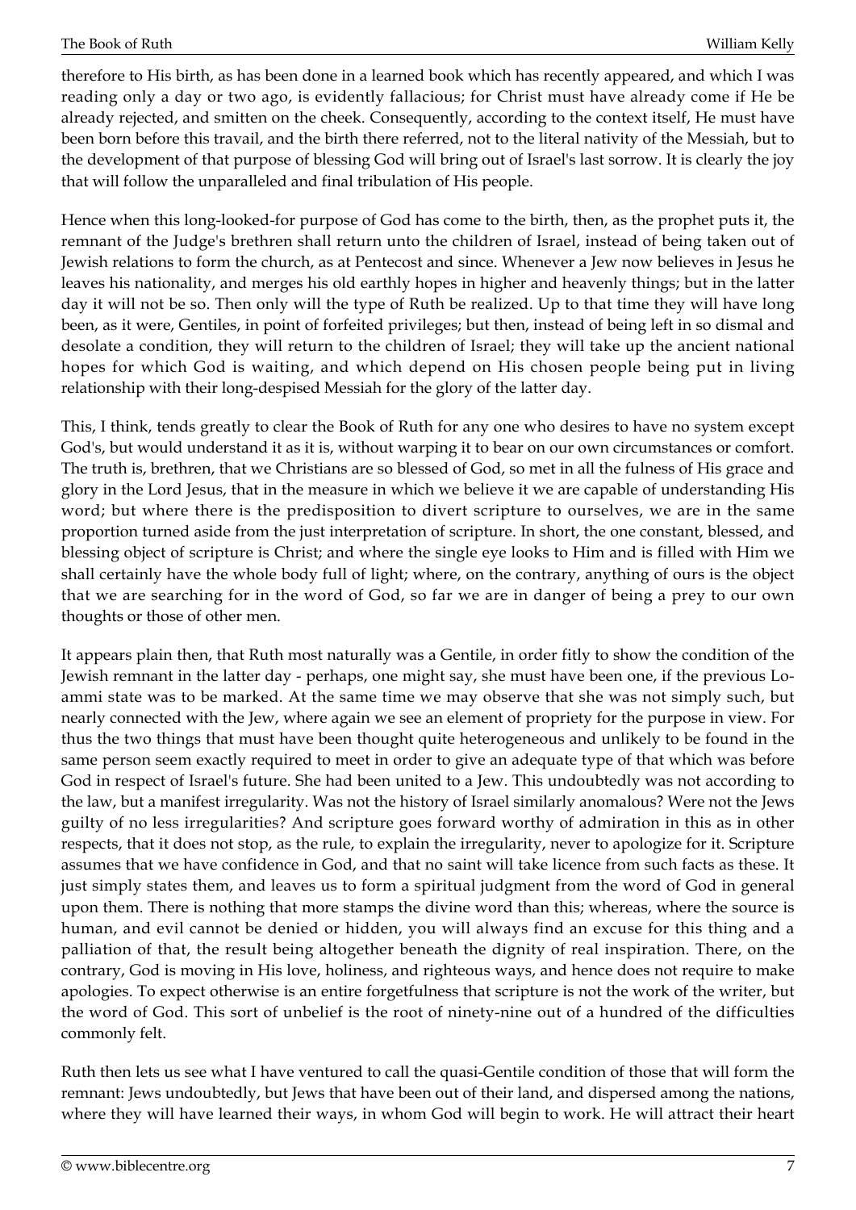therefore to His birth, as has been done in a learned book which has recently appeared, and which I was reading only a day or two ago, is evidently fallacious; for Christ must have already come if He be already rejected, and smitten on the cheek. Consequently, according to the context itself, He must have been born before this travail, and the birth there referred, not to the literal nativity of the Messiah, but to the development of that purpose of blessing God will bring out of Israel's last sorrow. It is clearly the joy that will follow the unparalleled and final tribulation of His people.

Hence when this long-looked-for purpose of God has come to the birth, then, as the prophet puts it, the remnant of the Judge's brethren shall return unto the children of Israel, instead of being taken out of Jewish relations to form the church, as at Pentecost and since. Whenever a Jew now believes in Jesus he leaves his nationality, and merges his old earthly hopes in higher and heavenly things; but in the latter day it will not be so. Then only will the type of Ruth be realized. Up to that time they will have long been, as it were, Gentiles, in point of forfeited privileges; but then, instead of being left in so dismal and desolate a condition, they will return to the children of Israel; they will take up the ancient national hopes for which God is waiting, and which depend on His chosen people being put in living relationship with their long-despised Messiah for the glory of the latter day.

This, I think, tends greatly to clear the Book of Ruth for any one who desires to have no system except God's, but would understand it as it is, without warping it to bear on our own circumstances or comfort. The truth is, brethren, that we Christians are so blessed of God, so met in all the fulness of His grace and glory in the Lord Jesus, that in the measure in which we believe it we are capable of understanding His word; but where there is the predisposition to divert scripture to ourselves, we are in the same proportion turned aside from the just interpretation of scripture. In short, the one constant, blessed, and blessing object of scripture is Christ; and where the single eye looks to Him and is filled with Him we shall certainly have the whole body full of light; where, on the contrary, anything of ours is the object that we are searching for in the word of God, so far we are in danger of being a prey to our own thoughts or those of other men.

It appears plain then, that Ruth most naturally was a Gentile, in order fitly to show the condition of the Jewish remnant in the latter day - perhaps, one might say, she must have been one, if the previous Lo-ammi state was to be marked. At the same time we may observe that she was not simply such, but nearly connected with the Jew, where again we see an element of propriety for the purpose in view. For thus the two things that must have been thought quite heterogeneous and unlikely to be found in the same person seem exactly required to meet in order to give an adequate type of that which was before God in respect of Israel's future. She had been united to a Jew. This undoubtedly was not according to the law, but a manifest irregularity. Was not the history of Israel similarly anomalous? Were not the Jews guilty of no less irregularities? And scripture goes forward worthy of admiration in this as in other respects, that it does not stop, as the rule, to explain the irregularity, never to apologize for it. Scripture assumes that we have confidence in God, and that no saint will take licence from such facts as these. It just simply states them, and leaves us to form a spiritual judgment from the word of God in general upon them. There is nothing that more stamps the divine word than this; whereas, where the source is human, and evil cannot be denied or hidden, you will always find an excuse for this thing and a palliation of that, the result being altogether beneath the dignity of real inspiration. There, on the contrary, God is moving in His love, holiness, and righteous ways, and hence does not require to make apologies. To expect otherwise is an entire forgetfulness that scripture is not the work of the writer, but the word of God. This sort of unbelief is the root of ninety-nine out of a hundred of the difficulties commonly felt.

Ruth then lets us see what I have ventured to call the quasi-Gentile condition of those that will form the remnant: Jews undoubtedly, but Jews that have been out of their land, and dispersed among the nations, where they will have learned their ways, in whom God will begin to work. He will attract their heart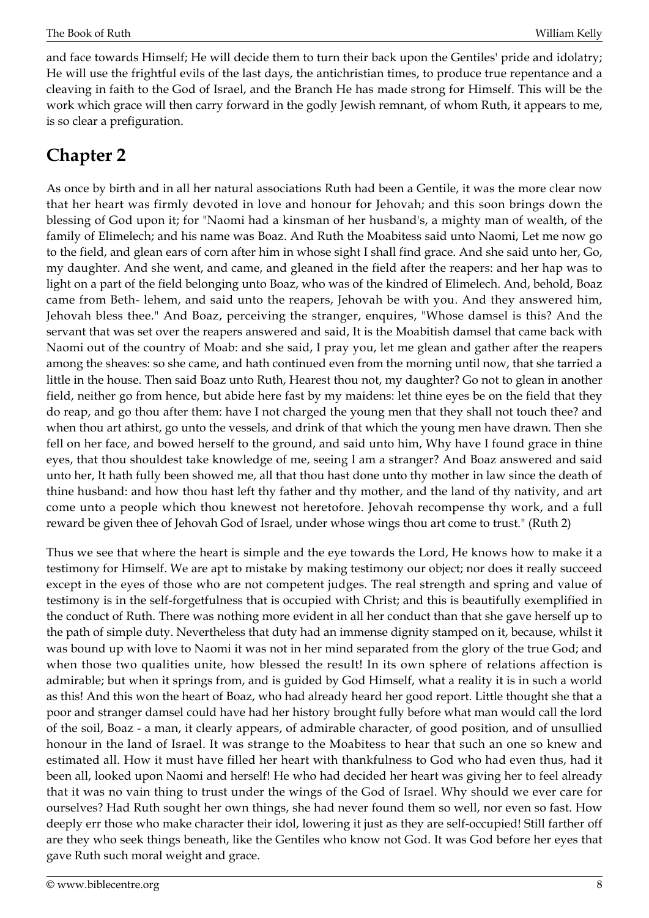and face towards Himself; He will decide them to turn their back upon the Gentiles' pride and idolatry; He will use the frightful evils of the last days, the antichristian times, to produce true repentance and a cleaving in faith to the God of Israel, and the Branch He has made strong for Himself. This will be the work which grace will then carry forward in the godly Jewish remnant, of whom Ruth, it appears to me, is so clear a prefiguration.

## Chapter 2

As once by birth and in all her natural associations Ruth had been a Gentile, it was the more clear now that her heart was firmly devoted in love and honour for Jehovah; and this soon brings down the blessing of God upon it; for "Naomi had a kinsman of her husband's, a mighty man of wealth, of the family of Elimelech; and his name was Boaz. And Ruth the Moabitess said unto Naomi, Let me now go to the field, and glean ears of corn after him in whose sight I shall find grace. And she said unto her, Go, my daughter. And she went, and came, and gleaned in the field after the reapers: and her hap was to light on a part of the field belonging unto Boaz, who was of the kindred of Elimelech. And, behold, Boaz came from Beth- lehem, and said unto the reapers, Jehovah be with you. And they answered him, Jehovah bless thee." And Boaz, perceiving the stranger, enquires, "Whose damsel is this? And the servant that was set over the reapers answered and said, It is the Moabitish damsel that came back with Naomi out of the country of Moab: and she said, I pray you, let me glean and gather after the reapers among the sheaves: so she came, and hath continued even from the morning until now, that she tarried a little in the house. Then said Boaz unto Ruth, Hearest thou not, my daughter? Go not to glean in another field, neither go from hence, but abide here fast by my maidens: let thine eyes be on the field that they do reap, and go thou after them: have I not charged the young men that they shall not touch thee? and when thou art athirst, go unto the vessels, and drink of that which the young men have drawn. Then she fell on her face, and bowed herself to the ground, and said unto him, Why have I found grace in thine eyes, that thou shouldest take knowledge of me, seeing I am a stranger? And Boaz answered and said unto her, It hath fully been showed me, all that thou hast done unto thy mother in law since the death of thine husband: and how thou hast left thy father and thy mother, and the land of thy nativity, and art come unto a people which thou knewest not heretofore. Jehovah recompense thy work, and a full reward be given thee of Jehovah God of Israel, under whose wings thou art come to trust." (Ruth 2)

Thus we see that where the heart is simple and the eye towards the Lord, He knows how to make it a testimony for Himself. We are apt to mistake by making testimony our object; nor does it really succeed except in the eyes of those who are not competent judges. The real strength and spring and value of testimony is in the self-forgetfulness that is occupied with Christ; and this is beautifully exemplified in the conduct of Ruth. There was nothing more evident in all her conduct than that she gave herself up to the path of simple duty. Nevertheless that duty had an immense dignity stamped on it, because, whilst it was bound up with love to Naomi it was not in her mind separated from the glory of the true God; and when those two qualities unite, how blessed the result! In its own sphere of relations affection is admirable; but when it springs from, and is guided by God Himself, what a reality it is in such a world as this! And this won the heart of Boaz, who had already heard her good report. Little thought she that a poor and stranger damsel could have had her history brought fully before what man would call the lord of the soil, Boaz - a man, it clearly appears, of admirable character, of good position, and of unsullied honour in the land of Israel. It was strange to the Moabitess to hear that such an one so knew and estimated all. How it must have filled her heart with thankfulness to God who had even thus, had it been all, looked upon Naomi and herself! He who had decided her heart was giving her to feel already that it was no vain thing to trust under the wings of the God of Israel. Why should we ever care for ourselves? Had Ruth sought her own things, she had never found them so well, nor even so fast. How deeply err those who make character their idol, lowering it just as they are self-occupied! Still farther off are they who seek things beneath, like the Gentiles who know not God. It was God before her eyes that gave Ruth such moral weight and grace.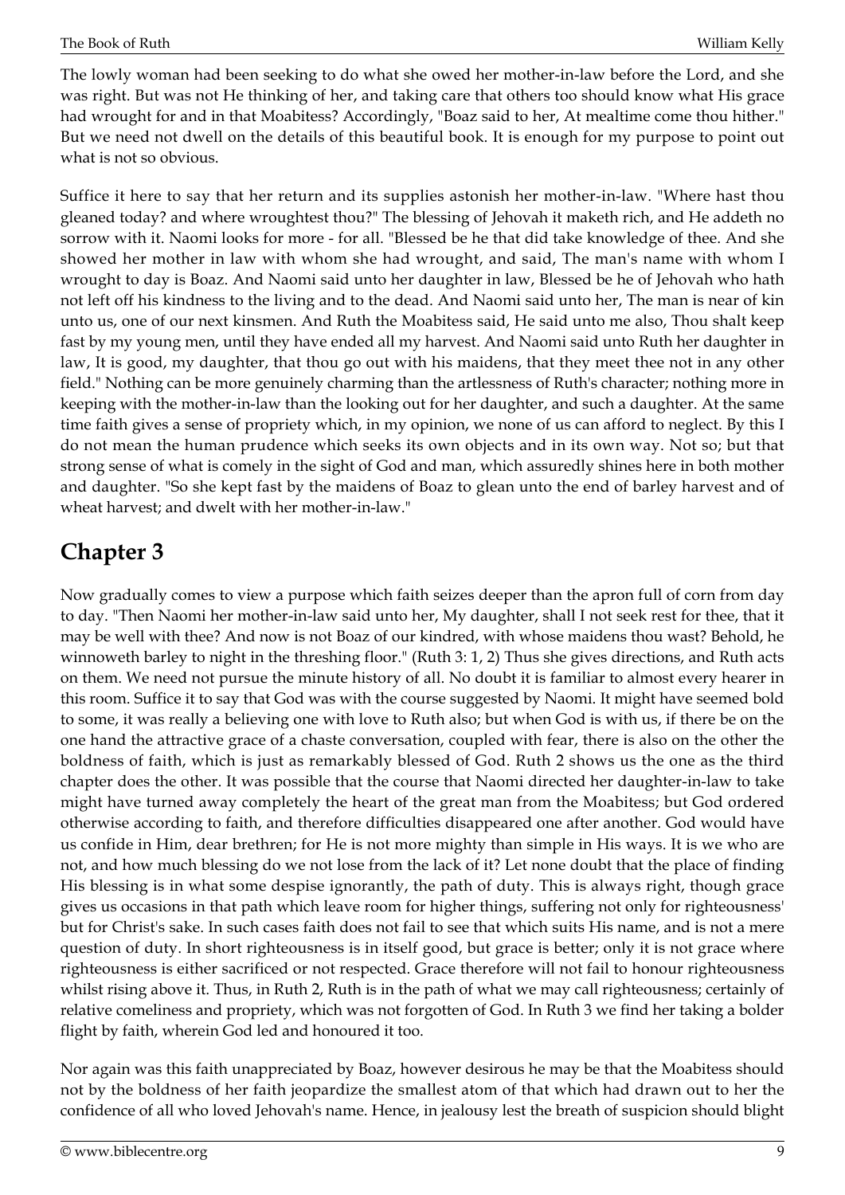The lowly woman had been seeking to do what she owed her mother-in-law before the Lord, and she was right. But was not He thinking of her, and taking care that others too should know what His grace had wrought for and in that Moabitess? Accordingly, "Boaz said to her, At mealtime come thou hither." But we need not dwell on the details of this beautiful book. It is enough for my purpose to point out what is not so obvious.

Suffice it here to say that her return and its supplies astonish her mother-in-law. "Where hast thou gleaned today? and where wroughtest thou?" The blessing of Jehovah it maketh rich, and He addeth no sorrow with it. Naomi looks for more - for all. "Blessed be he that did take knowledge of thee. And she showed her mother in law with whom she had wrought, and said, The man's name with whom I wrought to day is Boaz. And Naomi said unto her daughter in law, Blessed be he of Jehovah who hath not left off his kindness to the living and to the dead. And Naomi said unto her, The man is near of kin unto us, one of our next kinsmen. And Ruth the Moabitess said, He said unto me also, Thou shalt keep fast by my young men, until they have ended all my harvest. And Naomi said unto Ruth her daughter in law, It is good, my daughter, that thou go out with his maidens, that they meet thee not in any other field." Nothing can be more genuinely charming than the artlessness of Ruth's character; nothing more in keeping with the mother-in-law than the looking out for her daughter, and such a daughter. At the same time faith gives a sense of propriety which, in my opinion, we none of us can afford to neglect. By this I do not mean the human prudence which seeks its own objects and in its own way. Not so; but that strong sense of what is comely in the sight of God and man, which assuredly shines here in both mother and daughter. "So she kept fast by the maidens of Boaz to glean unto the end of barley harvest and of wheat harvest; and dwelt with her mother-in-law."

## Chapter 3

Now gradually comes to view a purpose which faith seizes deeper than the apron full of corn from day to day. "Then Naomi her mother-in-law said unto her, My daughter, shall I not seek rest for thee, that it may be well with thee? And now is not Boaz of our kindred, with whose maidens thou wast? Behold, he winnoweth barley to night in the threshing floor." (Ruth 3: 1, 2) Thus she gives directions, and Ruth acts on them. We need not pursue the minute history of all. No doubt it is familiar to almost every hearer in this room. Suffice it to say that God was with the course suggested by Naomi. It might have seemed bold to some, it was really a believing one with love to Ruth also; but when God is with us, if there be on the one hand the attractive grace of a chaste conversation, coupled with fear, there is also on the other the boldness of faith, which is just as remarkably blessed of God. Ruth 2 shows us the one as the third chapter does the other. It was possible that the course that Naomi directed her daughter-in-law to take might have turned away completely the heart of the great man from the Moabitess; but God ordered otherwise according to faith, and therefore difficulties disappeared one after another. God would have us confide in Him, dear brethren; for He is not more mighty than simple in His ways. It is we who are not, and how much blessing do we not lose from the lack of it? Let none doubt that the place of finding His blessing is in what some despise ignorantly, the path of duty. This is always right, though grace gives us occasions in that path which leave room for higher things, suffering not only for righteousness' but for Christ's sake. In such cases faith does not fail to see that which suits His name, and is not a mere question of duty. In short righteousness is in itself good, but grace is better; only it is not grace where righteousness is either sacrificed or not respected. Grace therefore will not fail to honour righteousness whilst rising above it. Thus, in Ruth 2, Ruth is in the path of what we may call righteousness; certainly of relative comeliness and propriety, which was not forgotten of God. In Ruth 3 we find her taking a bolder flight by faith, wherein God led and honoured it too.

Nor again was this faith unappreciated by Boaz, however desirous he may be that the Moabitess should not by the boldness of her faith jeopardize the smallest atom of that which had drawn out to her the confidence of all who loved Jehovah's name. Hence, in jealousy lest the breath of suspicion should blight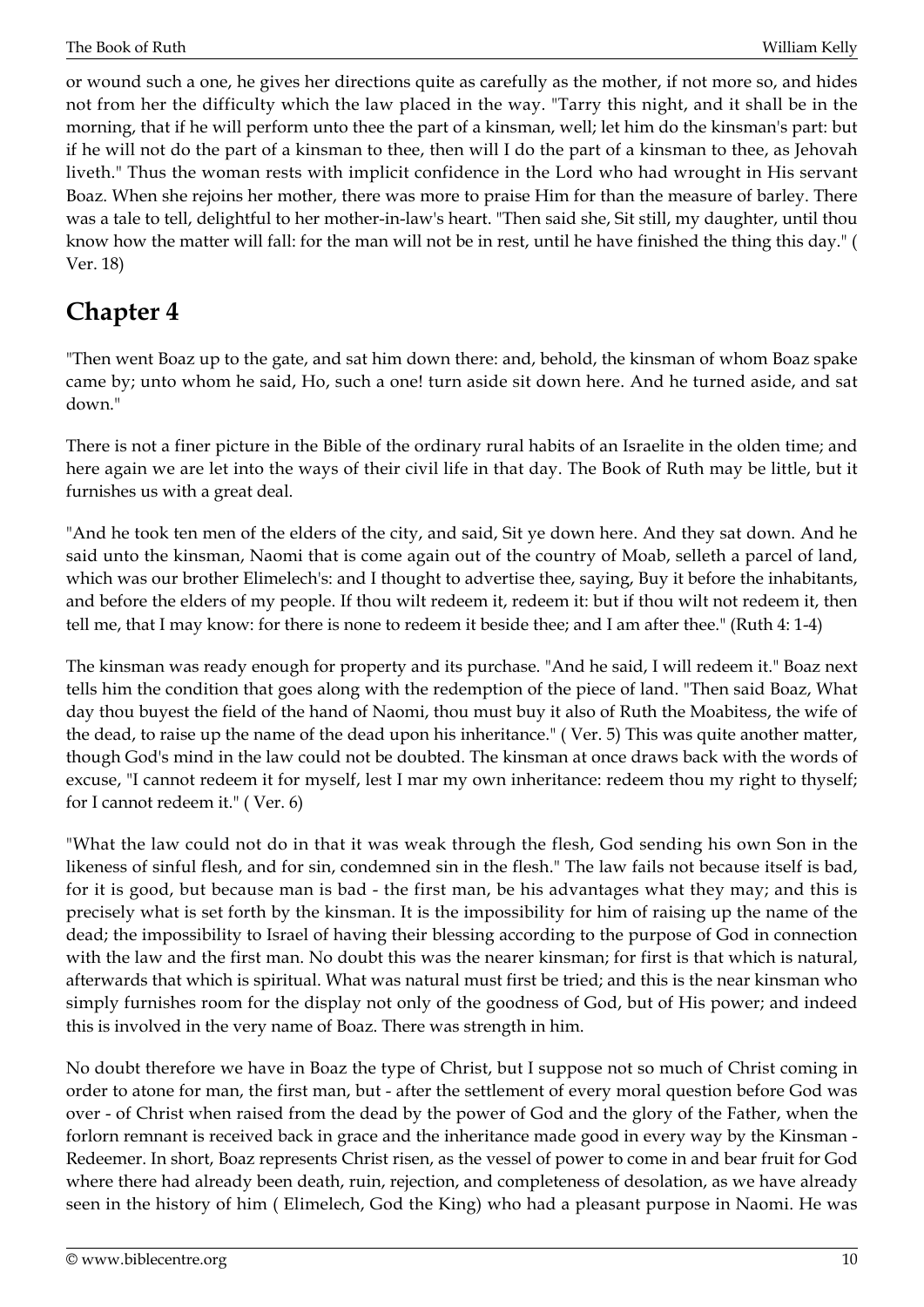or wound such a one, he gives her directions quite as carefully as the mother, if not more so, and hides not from her the difficulty which the law placed in the way. "Tarry this night, and it shall be in the morning, that if he will perform unto thee the part of a kinsman, well; let him do the kinsman's part: but if he will not do the part of a kinsman to thee, then will I do the part of a kinsman to thee, as Jehovah liveth." Thus the woman rests with implicit confidence in the Lord who had wrought in His servant Boaz. When she rejoins her mother, there was more to praise Him for than the measure of barley. There was a tale to tell, delightful to her mother-in-law's heart. "Then said she, Sit still, my daughter, until thou know how the matter will fall: for the man will not be in rest, until he have finished the thing this day." ( Ver. 18)

## Chapter 4

"Then went Boaz up to the gate, and sat him down there: and, behold, the kinsman of whom Boaz spake came by; unto whom he said, Ho, such a one! turn aside sit down here. And he turned aside, and sat down."

There is not a finer picture in the Bible of the ordinary rural habits of an Israelite in the olden time; and here again we are let into the ways of their civil life in that day. The Book of Ruth may be little, but it furnishes us with a great deal.

"And he took ten men of the elders of the city, and said, Sit ye down here. And they sat down. And he said unto the kinsman, Naomi that is come again out of the country of Moab, selleth a parcel of land, which was our brother Elimelech's: and I thought to advertise thee, saying, Buy it before the inhabitants, and before the elders of my people. If thou wilt redeem it, redeem it: but if thou wilt not redeem it, then tell me, that I may know: for there is none to redeem it beside thee; and I am after thee." (Ruth 4: 1-4)

The kinsman was ready enough for property and its purchase. "And he said, I will redeem it." Boaz next tells him the condition that goes along with the redemption of the piece of land. "Then said Boaz, What day thou buyest the field of the hand of Naomi, thou must buy it also of Ruth the Moabitess, the wife of the dead, to raise up the name of the dead upon his inheritance." ( Ver. 5) This was quite another matter, though God's mind in the law could not be doubted. The kinsman at once draws back with the words of excuse, "I cannot redeem it for myself, lest I mar my own inheritance: redeem thou my right to thyself; for I cannot redeem it." ( Ver. 6)

"What the law could not do in that it was weak through the flesh, God sending his own Son in the likeness of sinful flesh, and for sin, condemned sin in the flesh." The law fails not because itself is bad, for it is good, but because man is bad - the first man, be his advantages what they may; and this is precisely what is set forth by the kinsman. It is the impossibility for him of raising up the name of the dead; the impossibility to Israel of having their blessing according to the purpose of God in connection with the law and the first man. No doubt this was the nearer kinsman; for first is that which is natural, afterwards that which is spiritual. What was natural must first be tried; and this is the near kinsman who simply furnishes room for the display not only of the goodness of God, but of His power; and indeed this is involved in the very name of Boaz. There was strength in him.

No doubt therefore we have in Boaz the type of Christ, but I suppose not so much of Christ coming in order to atone for man, the first man, but - after the settlement of every moral question before God was over - of Christ when raised from the dead by the power of God and the glory of the Father, when the forlorn remnant is received back in grace and the inheritance made good in every way by the Kinsman - Redeemer. In short, Boaz represents Christ risen, as the vessel of power to come in and bear fruit for God where there had already been death, ruin, rejection, and completeness of desolation, as we have already seen in the history of him ( Elimelech, God the King) who had a pleasant purpose in Naomi. He was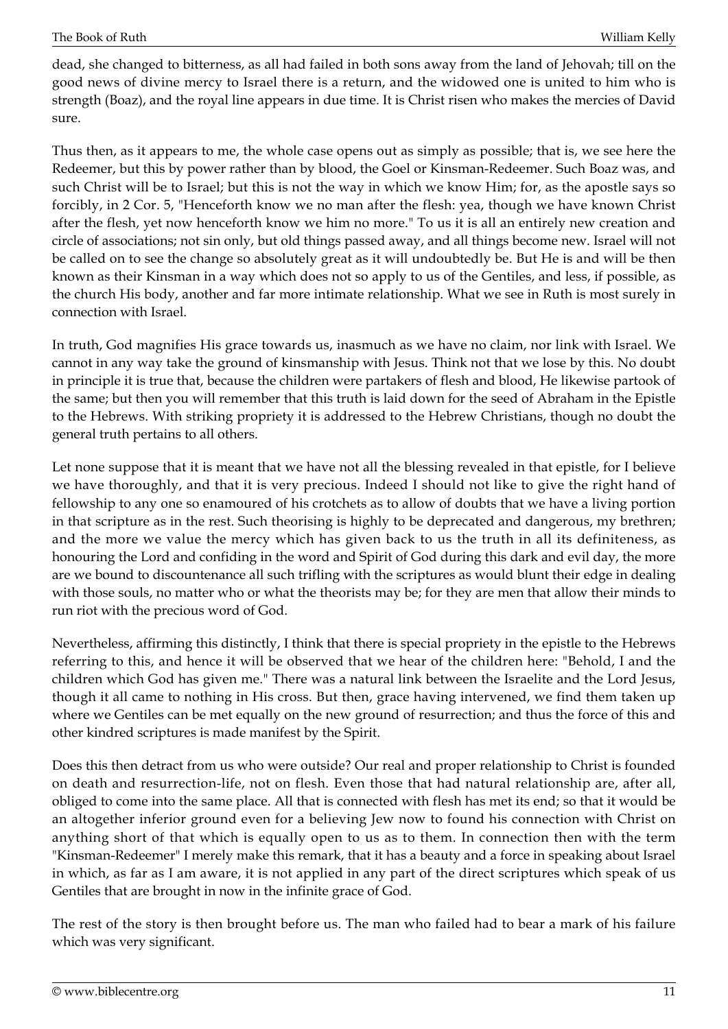dead, she changed to bitterness, as all had failed in both sons away from the land of Jehovah; till on the good news of divine mercy to Israel there is a return, and the widowed one is united to him who is strength (Boaz), and the royal line appears in due time. It is Christ risen who makes the mercies of David sure.

Thus then, as it appears to me, the whole case opens out as simply as possible; that is, we see here the Redeemer, but this by power rather than by blood, the Goel or Kinsman-Redeemer. Such Boaz was, and such Christ will be to Israel; but this is not the way in which we know Him; for, as the apostle says so forcibly, in 2 Cor. 5, "Henceforth know we no man after the flesh: yea, though we have known Christ after the flesh, yet now henceforth know we him no more." To us it is all an entirely new creation and circle of associations; not sin only, but old things passed away, and all things become new. Israel will not be called on to see the change so absolutely great as it will undoubtedly be. But He is and will be then known as their Kinsman in a way which does not so apply to us of the Gentiles, and less, if possible, as the church His body, another and far more intimate relationship. What we see in Ruth is most surely in connection with Israel.

In truth, God magnifies His grace towards us, inasmuch as we have no claim, nor link with Israel. We cannot in any way take the ground of kinsmanship with Jesus. Think not that we lose by this. No doubt in principle it is true that, because the children were partakers of flesh and blood, He likewise partook of the same; but then you will remember that this truth is laid down for the seed of Abraham in the Epistle to the Hebrews. With striking propriety it is addressed to the Hebrew Christians, though no doubt the general truth pertains to all others.

Let none suppose that it is meant that we have not all the blessing revealed in that epistle, for I believe we have thoroughly, and that it is very precious. Indeed I should not like to give the right hand of fellowship to any one so enamoured of his crotchets as to allow of doubts that we have a living portion in that scripture as in the rest. Such theorising is highly to be deprecated and dangerous, my brethren; and the more we value the mercy which has given back to us the truth in all its definiteness, as honouring the Lord and confiding in the word and Spirit of God during this dark and evil day, the more are we bound to discountenance all such trifling with the scriptures as would blunt their edge in dealing with those souls, no matter who or what the theorists may be; for they are men that allow their minds to run riot with the precious word of God.

Nevertheless, affirming this distinctly, I think that there is special propriety in the epistle to the Hebrews referring to this, and hence it will be observed that we hear of the children here: "Behold, I and the children which God has given me." There was a natural link between the Israelite and the Lord Jesus, though it all came to nothing in His cross. But then, grace having intervened, we find them taken up where we Gentiles can be met equally on the new ground of resurrection; and thus the force of this and other kindred scriptures is made manifest by the Spirit.

Does this then detract from us who were outside? Our real and proper relationship to Christ is founded on death and resurrection-life, not on flesh. Even those that had natural relationship are, after all, obliged to come into the same place. All that is connected with flesh has met its end; so that it would be an altogether inferior ground even for a believing Jew now to found his connection with Christ on anything short of that which is equally open to us as to them. In connection then with the term "Kinsman-Redeemer" I merely make this remark, that it has a beauty and a force in speaking about Israel in which, as far as I am aware, it is not applied in any part of the direct scriptures which speak of us Gentiles that are brought in now in the infinite grace of God.

The rest of the story is then brought before us. The man who failed had to bear a mark of his failure which was very significant.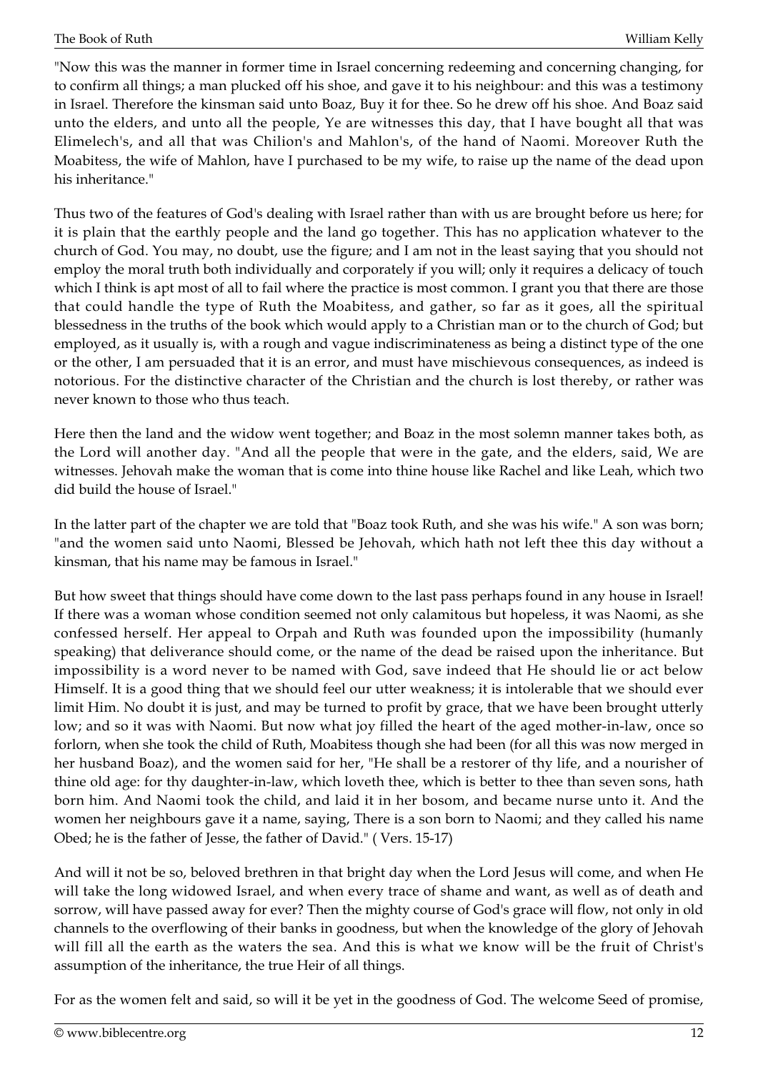"Now this was the manner in former time in Israel concerning redeeming and concerning changing, for to confirm all things; a man plucked off his shoe, and gave it to his neighbour: and this was a testimony in Israel. Therefore the kinsman said unto Boaz, Buy it for thee. So he drew off his shoe. And Boaz said unto the elders, and unto all the people, Ye are witnesses this day, that I have bought all that was Elimelech's, and all that was Chilion's and Mahlon's, of the hand of Naomi. Moreover Ruth the Moabitess, the wife of Mahlon, have I purchased to be my wife, to raise up the name of the dead upon his inheritance."

Thus two of the features of God's dealing with Israel rather than with us are brought before us here; for it is plain that the earthly people and the land go together. This has no application whatever to the church of God. You may, no doubt, use the figure; and I am not in the least saying that you should not employ the moral truth both individually and corporately if you will; only it requires a delicacy of touch which I think is apt most of all to fail where the practice is most common. I grant you that there are those that could handle the type of Ruth the Moabitess, and gather, so far as it goes, all the spiritual blessedness in the truths of the book which would apply to a Christian man or to the church of God; but employed, as it usually is, with a rough and vague indiscriminateness as being a distinct type of the one or the other, I am persuaded that it is an error, and must have mischievous consequences, as indeed is notorious. For the distinctive character of the Christian and the church is lost thereby, or rather was never known to those who thus teach.

Here then the land and the widow went together; and Boaz in the most solemn manner takes both, as the Lord will another day. "And all the people that were in the gate, and the elders, said, We are witnesses. Jehovah make the woman that is come into thine house like Rachel and like Leah, which two did build the house of Israel."

In the latter part of the chapter we are told that "Boaz took Ruth, and she was his wife." A son was born; "and the women said unto Naomi, Blessed be Jehovah, which hath not left thee this day without a kinsman, that his name may be famous in Israel."

But how sweet that things should have come down to the last pass perhaps found in any house in Israel! If there was a woman whose condition seemed not only calamitous but hopeless, it was Naomi, as she confessed herself. Her appeal to Orpah and Ruth was founded upon the impossibility (humanly speaking) that deliverance should come, or the name of the dead be raised upon the inheritance. But impossibility is a word never to be named with God, save indeed that He should lie or act below Himself. It is a good thing that we should feel our utter weakness; it is intolerable that we should ever limit Him. No doubt it is just, and may be turned to profit by grace, that we have been brought utterly low; and so it was with Naomi. But now what joy filled the heart of the aged mother-in-law, once so forlorn, when she took the child of Ruth, Moabitess though she had been (for all this was now merged in her husband Boaz), and the women said for her, "He shall be a restorer of thy life, and a nourisher of thine old age: for thy daughter-in-law, which loveth thee, which is better to thee than seven sons, hath born him. And Naomi took the child, and laid it in her bosom, and became nurse unto it. And the women her neighbours gave it a name, saying, There is a son born to Naomi; and they called his name Obed; he is the father of Jesse, the father of David." ( Vers. 15-17)

And will it not be so, beloved brethren in that bright day when the Lord Jesus will come, and when He will take the long widowed Israel, and when every trace of shame and want, as well as of death and sorrow, will have passed away for ever? Then the mighty course of God's grace will flow, not only in old channels to the overflowing of their banks in goodness, but when the knowledge of the glory of Jehovah will fill all the earth as the waters the sea. And this is what we know will be the fruit of Christ's assumption of the inheritance, the true Heir of all things.

For as the women felt and said, so will it be yet in the goodness of God. The welcome Seed of promise,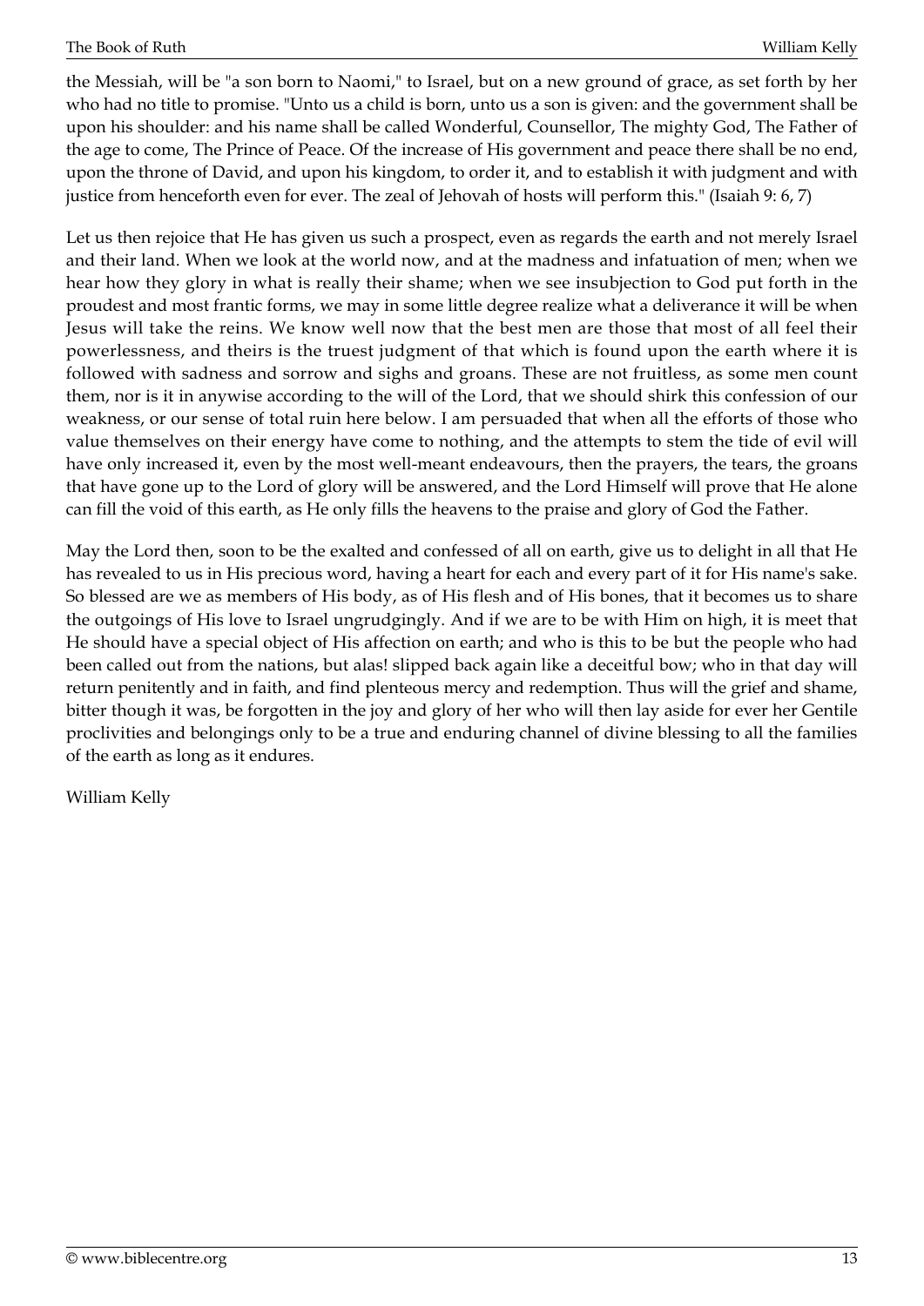the Messiah, will be "a son born to Naomi," to Israel, but on a new ground of grace, as set forth by her who had no title to promise. "Unto us a child is born, unto us a son is given: and the government shall be upon his shoulder: and his name shall be called Wonderful, Counsellor, The mighty God, The Father of the age to come, The Prince of Peace. Of the increase of His government and peace there shall be no end, upon the throne of David, and upon his kingdom, to order it, and to establish it with judgment and with justice from henceforth even for ever. The zeal of Jehovah of hosts will perform this." (Isaiah 9: 6, 7)

Let us then rejoice that He has given us such a prospect, even as regards the earth and not merely Israel and their land. When we look at the world now, and at the madness and infatuation of men; when we hear how they glory in what is really their shame; when we see insubjection to God put forth in the proudest and most frantic forms, we may in some little degree realize what a deliverance it will be when Jesus will take the reins. We know well now that the best men are those that most of all feel their powerlessness, and theirs is the truest judgment of that which is found upon the earth where it is followed with sadness and sorrow and sighs and groans. These are not fruitless, as some men count them, nor is it in anywise according to the will of the Lord, that we should shirk this confession of our weakness, or our sense of total ruin here below. I am persuaded that when all the efforts of those who value themselves on their energy have come to nothing, and the attempts to stem the tide of evil will have only increased it, even by the most well-meant endeavours, then the prayers, the tears, the groans that have gone up to the Lord of glory will be answered, and the Lord Himself will prove that He alone can fill the void of this earth, as He only fills the heavens to the praise and glory of God the Father.

May the Lord then, soon to be the exalted and confessed of all on earth, give us to delight in all that He has revealed to us in His precious word, having a heart for each and every part of it for His name's sake. So blessed are we as members of His body, as of His flesh and of His bones, that it becomes us to share the outgoings of His love to Israel ungrudgingly. And if we are to be with Him on high, it is meet that He should have a special object of His affection on earth; and who is this to be but the people who had been called out from the nations, but alas! slipped back again like a deceitful bow; who in that day will return penitently and in faith, and find plenteous mercy and redemption. Thus will the grief and shame, bitter though it was, be forgotten in the joy and glory of her who will then lay aside for ever her Gentile proclivities and belongings only to be a true and enduring channel of divine blessing to all the families of the earth as long as it endures.

William Kelly